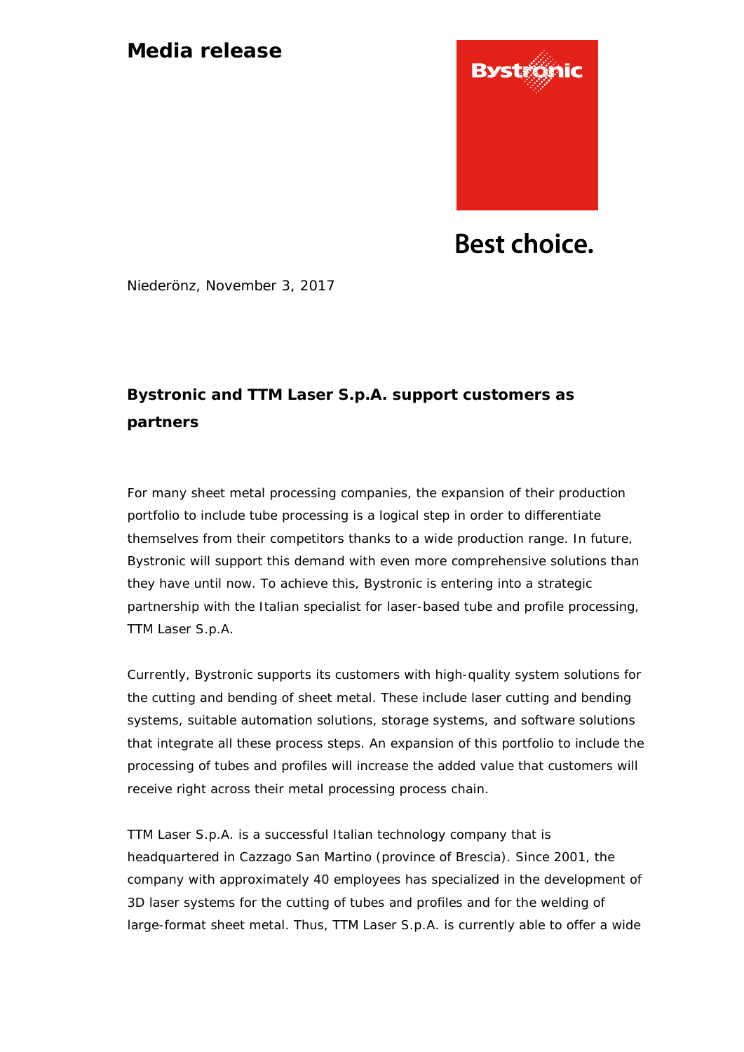# Media release

Best choice.

Niederönz, November 3, 2017

## Bystronic and TTM Laser S.p.A. support customers as partners

For many sheet metal processing companies, the expansion of their production portfolio to include tube processing is a logical step in order to differentiate themselves from their competitors thanks to a wide production range. In future, Bystronic will support this demand with even more comprehensive solutions than they have until now. To achieve this, Bystronic is entering into a strategic partnership with the Italian specialist for laser-based tube and profile processing, TTM Laser S.p.A.

Currently, Bystronic supports its customers with high-quality system solutions for the cutting and bending of sheet metal. These include laser cutting and bending systems, suitable automation solutions, storage systems, and software solutions that integrate all these process steps. An expansion of this portfolio to include the processing of tubes and profiles will increase the added value that customers will receive right across their metal processing process chain.

TTM Laser S.p.A. is a successful Italian technology company that is headquartered in Cazzago San Martino (province of Brescia). Since 2001, the company with approximately 40 employees has specialized in the development of 3D laser systems for the cutting of tubes and profiles and for the welding of large-format sheet metal. Thus, TTM Laser S.p.A. is currently able to offer a wide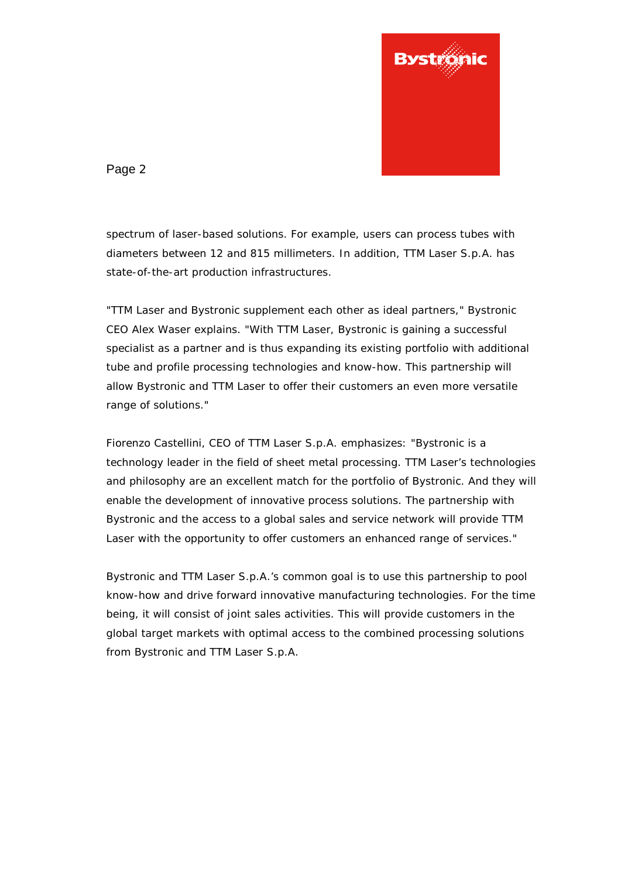spectrum of laser-based solutions. For example, users can process tubes with diameters between 12 and 815 millimeters. In addition, TTM Laser S.p.A. has state-of-the-art production infrastructures.

"TTM Laser and Bystronic supplement each other as ideal partners," Bystronic CEO Alex Waser explains. "With TTM Laser, Bystronic is gaining a successful specialist as a partner and is thus expanding its existing portfolio with additional tube and profile processing technologies and know-how. This partnership will allow Bystronic and TTM Laser to offer their customers an even more versatile range of solutions."

Fiorenzo Castellini, CEO of TTM Laser S.p.A. emphasizes: "Bystronic is a technology leader in the field of sheet metal processing. TTM Laser's technologies and philosophy are an excellent match for the portfolio of Bystronic. And they will enable the development of innovative process solutions. The partnership with Bystronic and the access to a global sales and service network will provide TTM Laser with the opportunity to offer customers an enhanced range of services."

Bystronic and TTM Laser S.p.A.'s common goal is to use this partnership to pool know-how and drive forward innovative manufacturing technologies. For the time being, it will consist of joint sales activities. This will provide customers in the global target markets with optimal access to the combined processing solutions from Bystronic and TTM Laser S.p.A.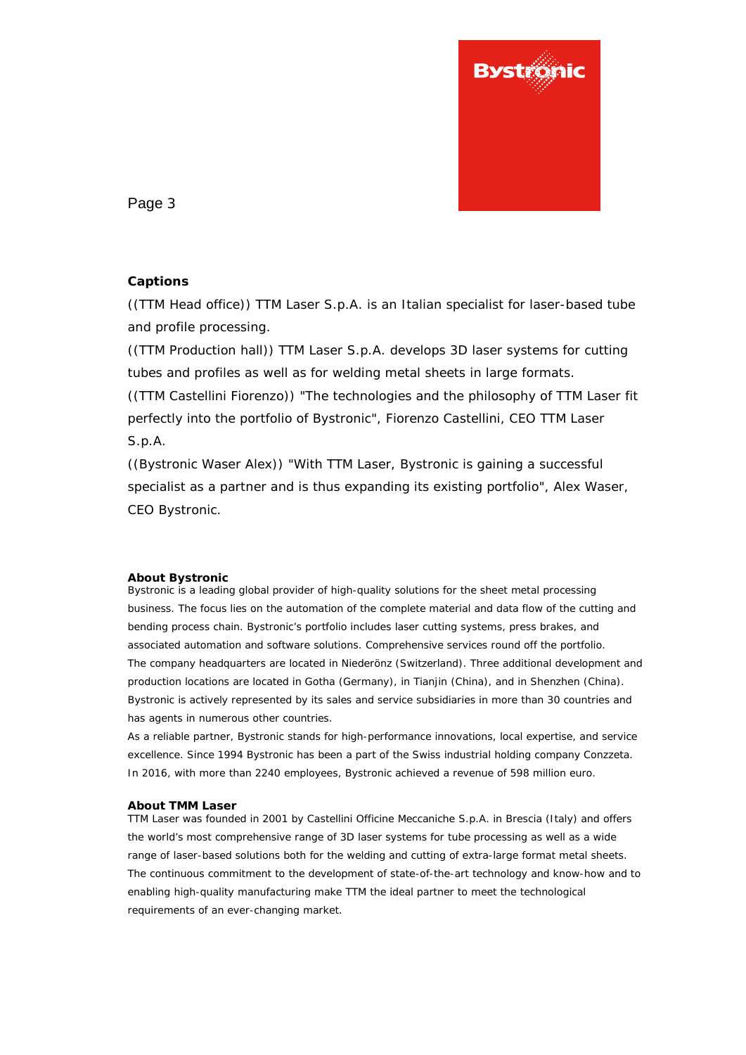## Captions

((TTM Head office)) TTM Laser S.p.A. is an Italian specialist for laser-based tube and profile processing.

((TTM Production hall)) TTM Laser S.p.A. develops 3D laser systems for cutting tubes and profiles as well as for welding metal sheets in large formats.

((TTM Castellini Fiorenzo)) "The technologies and the philosophy of TTM Laser fit perfectly into the portfolio of Bystronic", Fiorenzo Castellini, CEO TTM Laser S.p.A.

((Bystronic Waser Alex)) "With TTM Laser, Bystronic is gaining a successful specialist as a partner and is thus expanding its existing portfolio", Alex Waser, CEO Bystronic.

### About Bystronic

Bystronic is a leading global provider of high-quality solutions for the sheet metal processing business. The focus lies on the automation of the complete material and data flow of the cutting and bending process chain. Bystronic's portfolio includes laser cutting systems, press brakes, and associated automation and software solutions. Comprehensive services round off the portfolio. The company headquarters are located in Niederönz (Switzerland). Three additional development and production locations are located in Gotha (Germany), in Tianjin (China), and in Shenzhen (China). Bystronic is actively represented by its sales and service subsidiaries in more than 30 countries and has agents in numerous other countries.

As a reliable partner, Bystronic stands for high-performance innovations, local expertise, and service excellence. Since 1994 Bystronic has been a part of the Swiss industrial holding company Conzzeta. In 2016, with more than 2240 employees, Bystronic achieved a revenue of 598 million euro.

### About TMM Laser

TTM Laser was founded in 2001 by Castellini Officine Meccaniche S.p.A. in Brescia (Italy) and offers the world's most comprehensive range of 3D laser systems for tube processing as well as a wide range of laser-based solutions both for the welding and cutting of extra-large format metal sheets. The continuous commitment to the development of state-of-the-art technology and know-how and to enabling high-quality manufacturing make TTM the ideal partner to meet the technological requirements of an ever-changing market.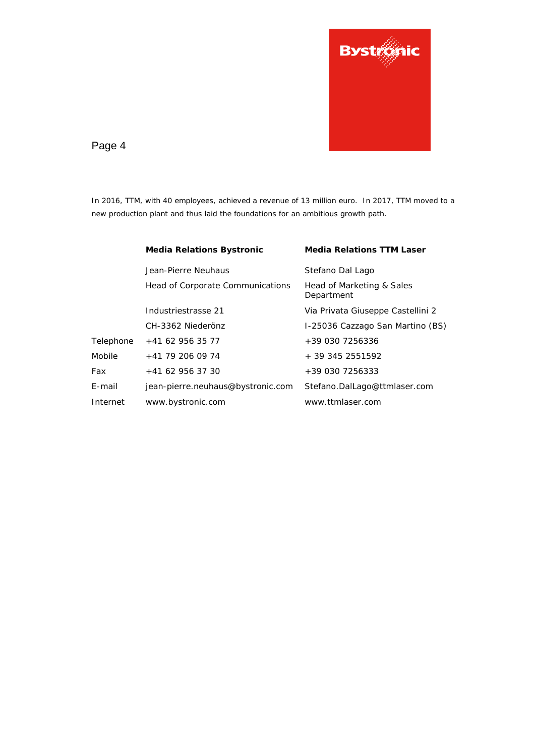In 2016, TTM, with 40 employees, achieved a revenue of 13 million euro. In 2017, TTM moved to a new production plant and thus laid the foundations for an ambitious growth path.

| | **Media Relations Bystronic** | **Media Relations TTM Laser** |
|---|---|---|
| | Jean-Pierre Neuhaus | Stefano Dal Lago |
| | Head of Corporate Communications | Head of Marketing & Sales Department |
| | Industriestrasse 21 | Via Privata Giuseppe Castellini 2 |
| | CH-3362 Niederönz | I-25036 Cazzago San Martino (BS) |
| Telephone | +41 62 956 35 77 | +39 030 7256336 |
| Mobile | +41 79 206 09 74 | + 39 345 2551592 |
| Fax | +41 62 956 37 30 | +39 030 7256333 |
| E-mail | jean-pierre.neuhaus@bystronic.com | Stefano.DalLago@ttmlaser.com |
| Internet | www.bystronic.com | www.ttmlaser.com |